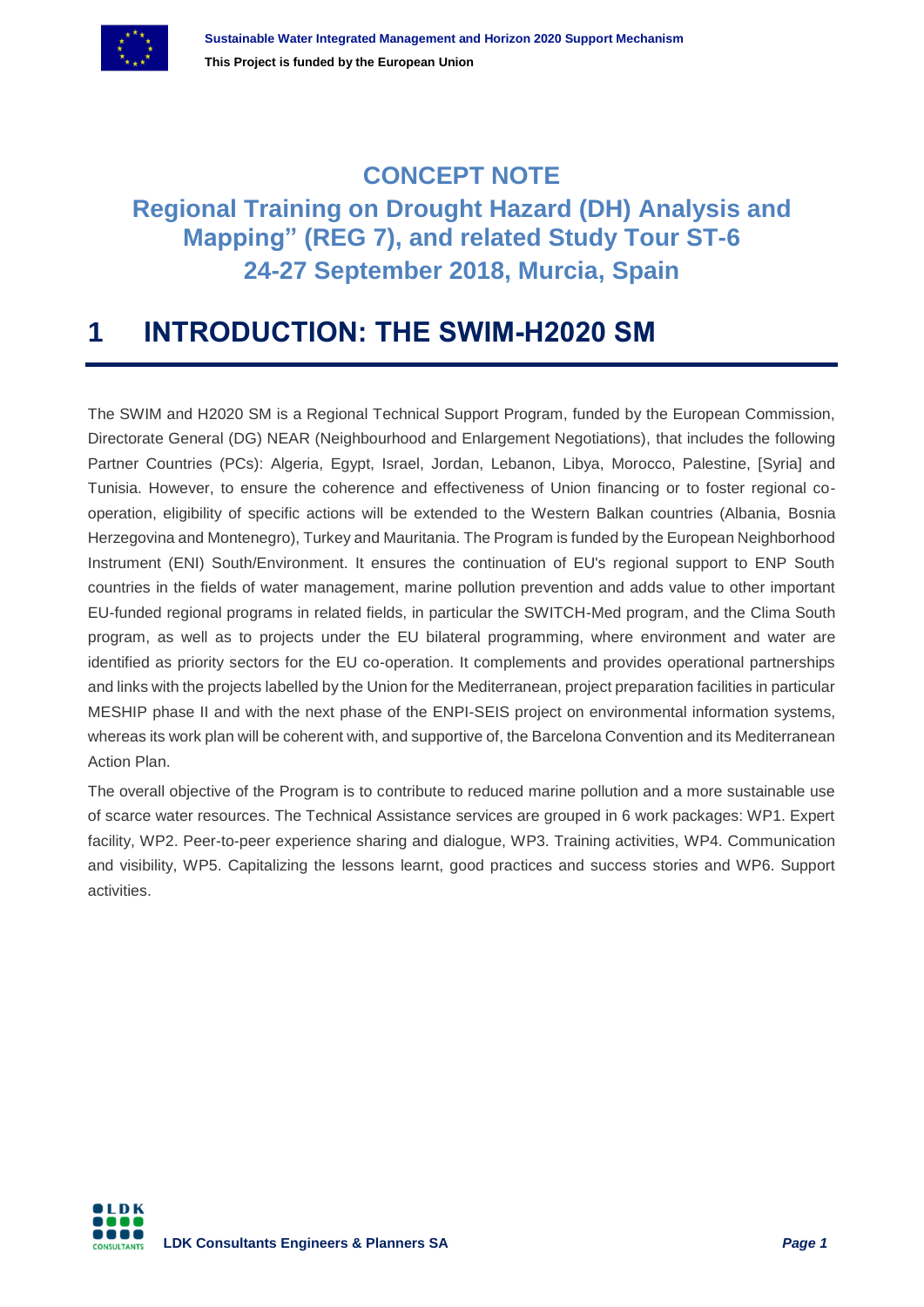# CONCEPT NOTE

## Regional Training on Drought Hazard (DH) Analysis and Mapping" (REG 7), and related Study Tour ST-6
## 24-27 September 2018, Murcia, Spain

# 1 INTRODUCTION: THE SWIM-H2020 SM

The SWIM and H2020 SM is a Regional Technical Support Program, funded by the European Commission, Directorate General (DG) NEAR (Neighbourhood and Enlargement Negotiations), that includes the following Partner Countries (PCs): Algeria, Egypt, Israel, Jordan, Lebanon, Libya, Morocco, Palestine, [Syria] and Tunisia. However, to ensure the coherence and effectiveness of Union financing or to foster regional co-operation, eligibility of specific actions will be extended to the Western Balkan countries (Albania, Bosnia Herzegovina and Montenegro), Turkey and Mauritania. The Program is funded by the European Neighborhood Instrument (ENI) South/Environment. It ensures the continuation of EU's regional support to ENP South countries in the fields of water management, marine pollution prevention and adds value to other important EU-funded regional programs in related fields, in particular the SWITCH-Med program, and the Clima South program, as well as to projects under the EU bilateral programming, where environment and water are identified as priority sectors for the EU co-operation. It complements and provides operational partnerships and links with the projects labelled by the Union for the Mediterranean, project preparation facilities in particular MESHIP phase II and with the next phase of the ENPI-SEIS project on environmental information systems, whereas its work plan will be coherent with, and supportive of, the Barcelona Convention and its Mediterranean Action Plan.

The overall objective of the Program is to contribute to reduced marine pollution and a more sustainable use of scarce water resources. The Technical Assistance services are grouped in 6 work packages: WP1. Expert facility, WP2. Peer-to-peer experience sharing and dialogue, WP3. Training activities, WP4. Communication and visibility, WP5. Capitalizing the lessons learnt, good practices and success stories and WP6. Support activities.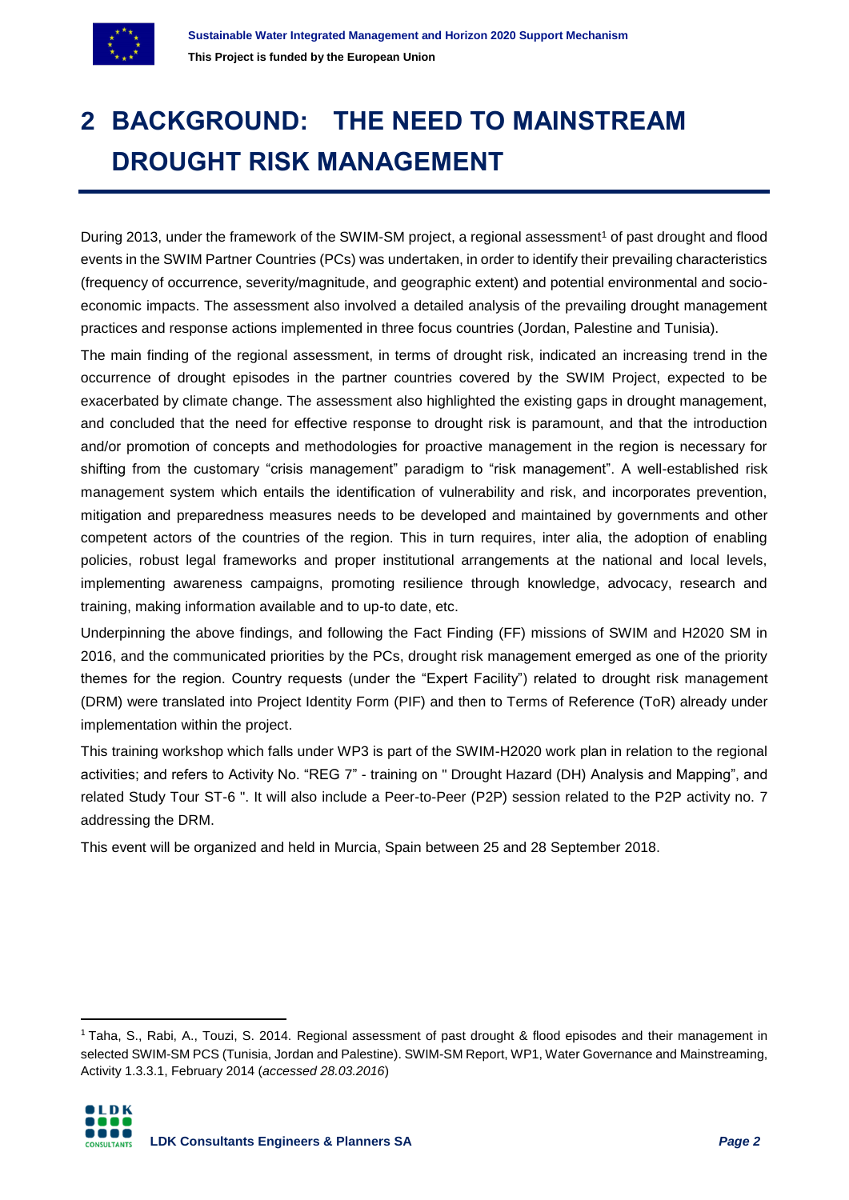# 2 BACKGROUND: THE NEED TO MAINSTREAM DROUGHT RISK MANAGEMENT

During 2013, under the framework of the SWIM-SM project, a regional assessment[1] of past drought and flood events in the SWIM Partner Countries (PCs) was undertaken, in order to identify their prevailing characteristics (frequency of occurrence, severity/magnitude, and geographic extent) and potential environmental and socio-economic impacts. The assessment also involved a detailed analysis of the prevailing drought management practices and response actions implemented in three focus countries (Jordan, Palestine and Tunisia).

The main finding of the regional assessment, in terms of drought risk, indicated an increasing trend in the occurrence of drought episodes in the partner countries covered by the SWIM Project, expected to be exacerbated by climate change. The assessment also highlighted the existing gaps in drought management, and concluded that the need for effective response to drought risk is paramount, and that the introduction and/or promotion of concepts and methodologies for proactive management in the region is necessary for shifting from the customary "crisis management" paradigm to "risk management". A well-established risk management system which entails the identification of vulnerability and risk, and incorporates prevention, mitigation and preparedness measures needs to be developed and maintained by governments and other competent actors of the countries of the region. This in turn requires, inter alia, the adoption of enabling policies, robust legal frameworks and proper institutional arrangements at the national and local levels, implementing awareness campaigns, promoting resilience through knowledge, advocacy, research and training, making information available and to up-to date, etc.

Underpinning the above findings, and following the Fact Finding (FF) missions of SWIM and H2020 SM in 2016, and the communicated priorities by the PCs, drought risk management emerged as one of the priority themes for the region. Country requests (under the "Expert Facility") related to drought risk management (DRM) were translated into Project Identity Form (PIF) and then to Terms of Reference (ToR) already under implementation within the project.

This training workshop which falls under WP3 is part of the SWIM-H2020 work plan in relation to the regional activities; and refers to Activity No. "REG 7" - training on " Drought Hazard (DH) Analysis and Mapping", and related Study Tour ST-6 ". It will also include a Peer-to-Peer (P2P) session related to the P2P activity no. 7 addressing the DRM.

This event will be organized and held in Murcia, Spain between 25 and 28 September 2018.

---

[1] Taha, S., Rabi, A., Touzi, S. 2014. Regional assessment of past drought & flood episodes and their management in selected SWIM-SM PCS (Tunisia, Jordan and Palestine). SWIM-SM Report, WP1, Water Governance and Mainstreaming, Activity 1.3.3.1, February 2014 (*accessed 28.03.2016*)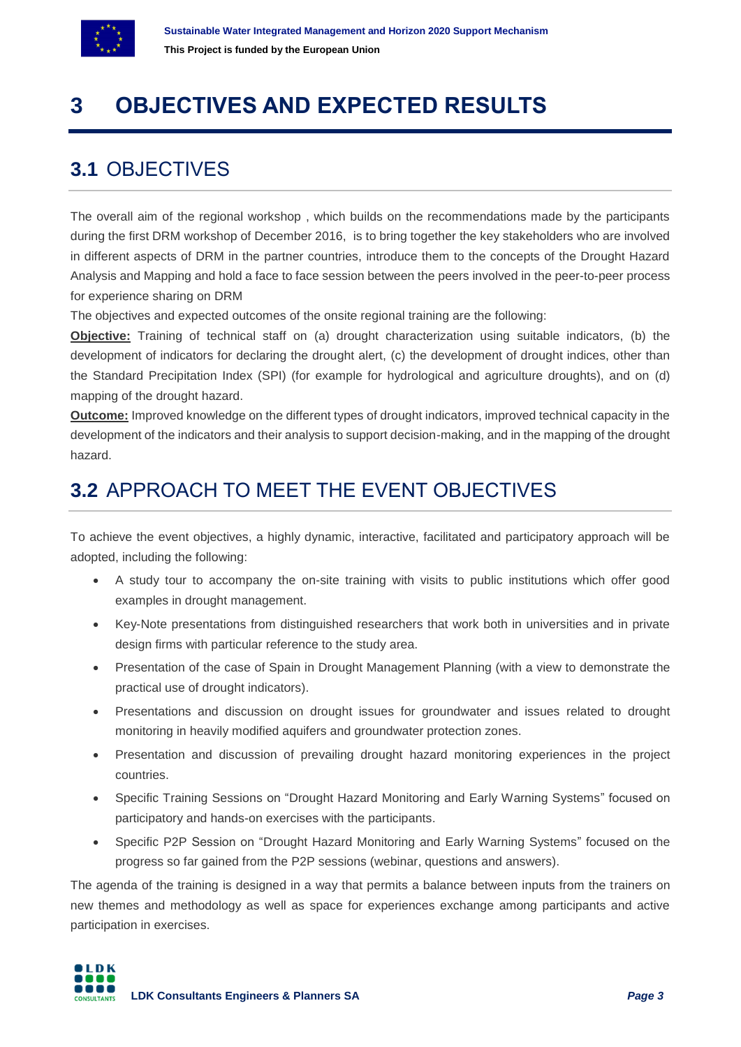# 3 OBJECTIVES AND EXPECTED RESULTS

## 3.1 OBJECTIVES

The overall aim of the regional workshop , which builds on the recommendations made by the participants during the first DRM workshop of December 2016, is to bring together the key stakeholders who are involved in different aspects of DRM in the partner countries, introduce them to the concepts of the Drought Hazard Analysis and Mapping and hold a face to face session between the peers involved in the peer-to-peer process for experience sharing on DRM

The objectives and expected outcomes of the onsite regional training are the following:

**Objective:** Training of technical staff on (a) drought characterization using suitable indicators, (b) the development of indicators for declaring the drought alert, (c) the development of drought indices, other than the Standard Precipitation Index (SPI) (for example for hydrological and agriculture droughts), and on (d) mapping of the drought hazard.

**Outcome:** Improved knowledge on the different types of drought indicators, improved technical capacity in the development of the indicators and their analysis to support decision-making, and in the mapping of the drought hazard.

## 3.2 APPROACH TO MEET THE EVENT OBJECTIVES

To achieve the event objectives, a highly dynamic, interactive, facilitated and participatory approach will be adopted, including the following:

- A study tour to accompany the on-site training with visits to public institutions which offer good examples in drought management.
- Key-Note presentations from distinguished researchers that work both in universities and in private design firms with particular reference to the study area.
- Presentation of the case of Spain in Drought Management Planning (with a view to demonstrate the practical use of drought indicators).
- Presentations and discussion on drought issues for groundwater and issues related to drought monitoring in heavily modified aquifers and groundwater protection zones.
- Presentation and discussion of prevailing drought hazard monitoring experiences in the project countries.
- Specific Training Sessions on "Drought Hazard Monitoring and Early Warning Systems" focused on participatory and hands-on exercises with the participants.
- Specific P2P Session on "Drought Hazard Monitoring and Early Warning Systems" focused on the progress so far gained from the P2P sessions (webinar, questions and answers).

The agenda of the training is designed in a way that permits a balance between inputs from the trainers on new themes and methodology as well as space for experiences exchange among participants and active participation in exercises.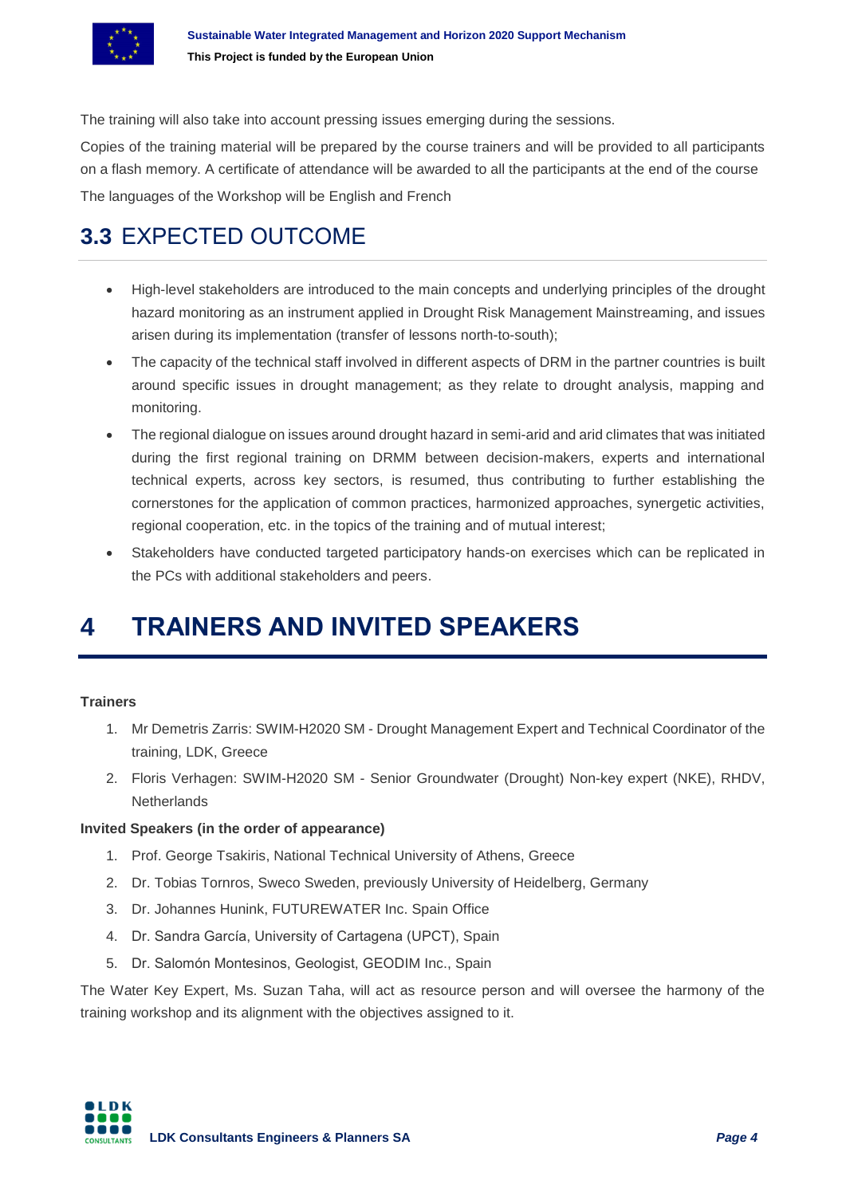The training will also take into account pressing issues emerging during the sessions.

Copies of the training material will be prepared by the course trainers and will be provided to all participants on a flash memory. A certificate of attendance will be awarded to all the participants at the end of the course

The languages of the Workshop will be English and French

## 3.3 EXPECTED OUTCOME

- High-level stakeholders are introduced to the main concepts and underlying principles of the drought hazard monitoring as an instrument applied in Drought Risk Management Mainstreaming, and issues arisen during its implementation (transfer of lessons north-to-south);
- The capacity of the technical staff involved in different aspects of DRM in the partner countries is built around specific issues in drought management; as they relate to drought analysis, mapping and monitoring.
- The regional dialogue on issues around drought hazard in semi-arid and arid climates that was initiated during the first regional training on DRMM between decision-makers, experts and international technical experts, across key sectors, is resumed, thus contributing to further establishing the cornerstones for the application of common practices, harmonized approaches, synergetic activities, regional cooperation, etc. in the topics of the training and of mutual interest;
- Stakeholders have conducted targeted participatory hands-on exercises which can be replicated in the PCs with additional stakeholders and peers.

# 4 TRAINERS AND INVITED SPEAKERS

**Trainers**

1. Mr Demetris Zarris: SWIM-H2020 SM - Drought Management Expert and Technical Coordinator of the training, LDK, Greece
2. Floris Verhagen: SWIM-H2020 SM - Senior Groundwater (Drought) Non-key expert (NKE), RHDV, Netherlands

**Invited Speakers (in the order of appearance)**

1. Prof. George Tsakiris, National Technical University of Athens, Greece
2. Dr. Tobias Tornros, Sweco Sweden, previously University of Heidelberg, Germany
3. Dr. Johannes Hunink, FUTUREWATER Inc. Spain Office
4. Dr. Sandra García, University of Cartagena (UPCT), Spain
5. Dr. Salomón Montesinos, Geologist, GEODIM Inc., Spain

The Water Key Expert, Ms. Suzan Taha, will act as resource person and will oversee the harmony of the training workshop and its alignment with the objectives assigned to it.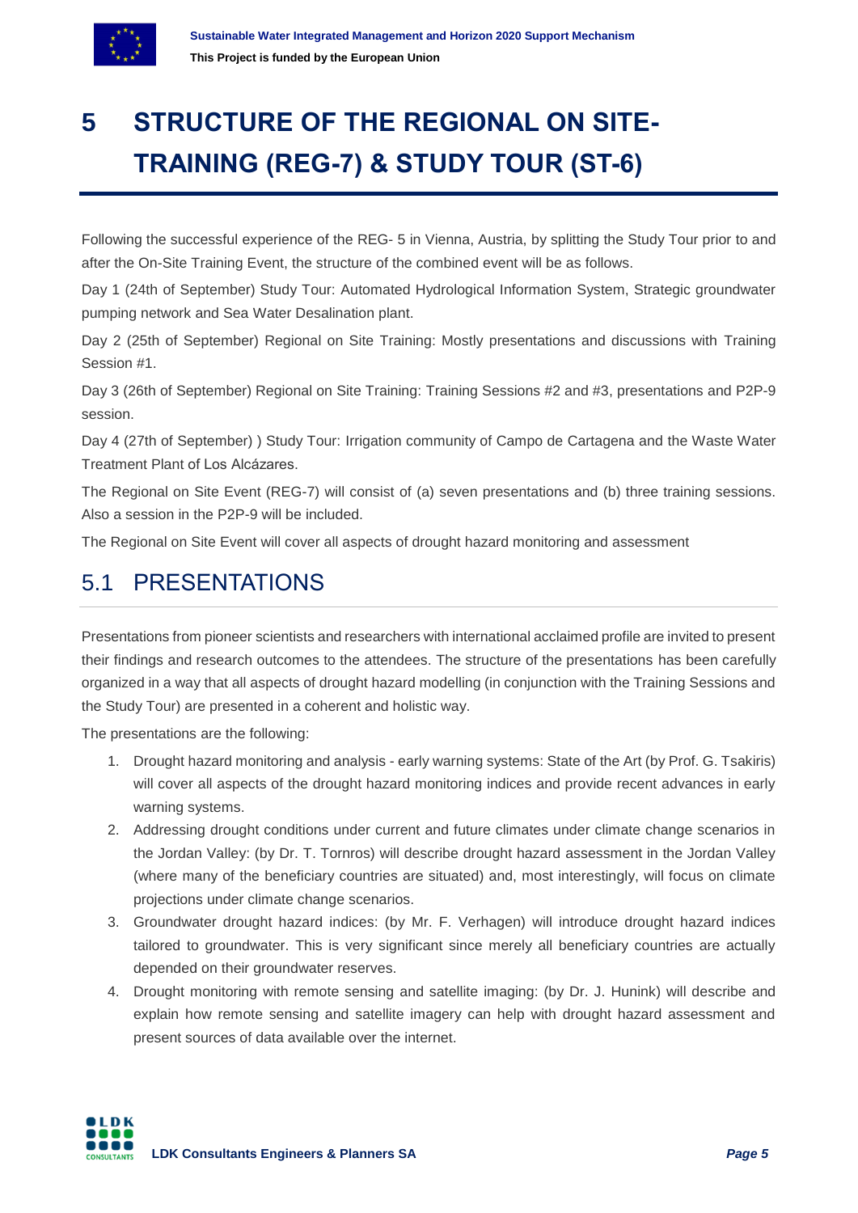# 5 STRUCTURE OF THE REGIONAL ON SITE-TRAINING (REG-7) & STUDY TOUR (ST-6)

Following the successful experience of the REG- 5 in Vienna, Austria, by splitting the Study Tour prior to and after the On-Site Training Event, the structure of the combined event will be as follows.

Day 1 (24th of September) Study Tour: Automated Hydrological Information System, Strategic groundwater pumping network and Sea Water Desalination plant.

Day 2 (25th of September) Regional on Site Training: Mostly presentations and discussions with Training Session #1.

Day 3 (26th of September) Regional on Site Training: Training Sessions #2 and #3, presentations and P2P-9 session.

Day 4 (27th of September) ) Study Tour: Irrigation community of Campo de Cartagena and the Waste Water Treatment Plant of Los Alcázares.

The Regional on Site Event (REG-7) will consist of (a) seven presentations and (b) three training sessions. Also a session in the P2P-9 will be included.

The Regional on Site Event will cover all aspects of drought hazard monitoring and assessment

## 5.1 PRESENTATIONS

Presentations from pioneer scientists and researchers with international acclaimed profile are invited to present their findings and research outcomes to the attendees. The structure of the presentations has been carefully organized in a way that all aspects of drought hazard modelling (in conjunction with the Training Sessions and the Study Tour) are presented in a coherent and holistic way.

The presentations are the following:

1. Drought hazard monitoring and analysis - early warning systems: State of the Art (by Prof. G. Tsakiris) will cover all aspects of the drought hazard monitoring indices and provide recent advances in early warning systems.
2. Addressing drought conditions under current and future climates under climate change scenarios in the Jordan Valley: (by Dr. T. Tornros) will describe drought hazard assessment in the Jordan Valley (where many of the beneficiary countries are situated) and, most interestingly, will focus on climate projections under climate change scenarios.
3. Groundwater drought hazard indices: (by Mr. F. Verhagen) will introduce drought hazard indices tailored to groundwater. This is very significant since merely all beneficiary countries are actually depended on their groundwater reserves.
4. Drought monitoring with remote sensing and satellite imaging: (by Dr. J. Hunink) will describe and explain how remote sensing and satellite imagery can help with drought hazard assessment and present sources of data available over the internet.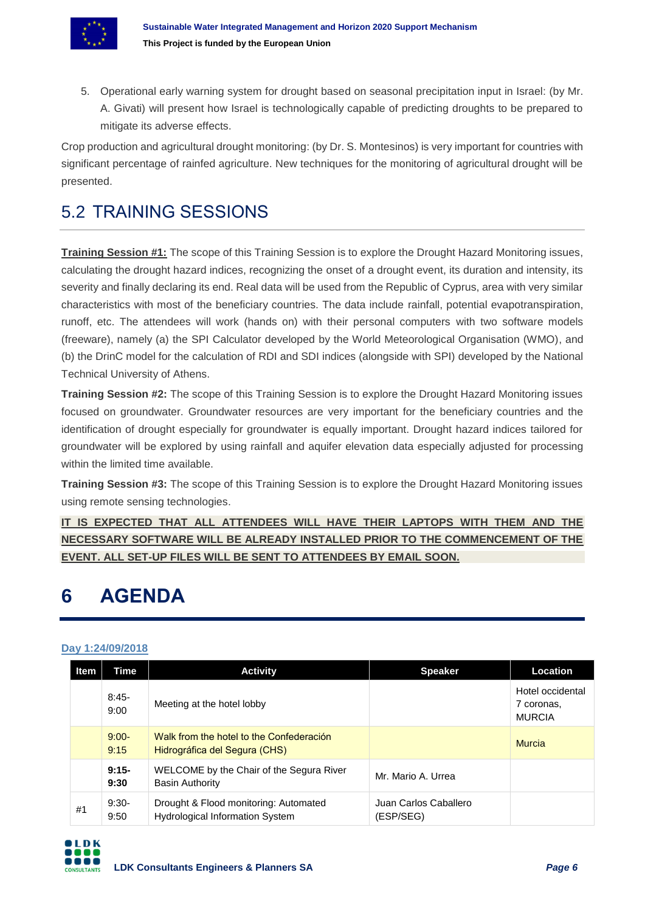5. Operational early warning system for drought based on seasonal precipitation input in Israel: (by Mr. A. Givati) will present how Israel is technologically capable of predicting droughts to be prepared to mitigate its adverse effects.

Crop production and agricultural drought monitoring: (by Dr. S. Montesinos) is very important for countries with significant percentage of rainfed agriculture. New techniques for the monitoring of agricultural drought will be presented.

## 5.2 TRAINING SESSIONS

**Training Session #1:** The scope of this Training Session is to explore the Drought Hazard Monitoring issues, calculating the drought hazard indices, recognizing the onset of a drought event, its duration and intensity, its severity and finally declaring its end. Real data will be used from the Republic of Cyprus, area with very similar characteristics with most of the beneficiary countries. The data include rainfall, potential evapotranspiration, runoff, etc. The attendees will work (hands on) with their personal computers with two software models (freeware), namely (a) the SPI Calculator developed by the World Meteorological Organisation (WMO), and (b) the DrinC model for the calculation of RDI and SDI indices (alongside with SPI) developed by the National Technical University of Athens.

**Training Session #2:** The scope of this Training Session is to explore the Drought Hazard Monitoring issues focused on groundwater. Groundwater resources are very important for the beneficiary countries and the identification of drought especially for groundwater is equally important. Drought hazard indices tailored for groundwater will be explored by using rainfall and aquifer elevation data especially adjusted for processing within the limited time available.

**Training Session #3:** The scope of this Training Session is to explore the Drought Hazard Monitoring issues using remote sensing technologies.

**IT IS EXPECTED THAT ALL ATTENDEES WILL HAVE THEIR LAPTOPS WITH THEM AND THE NECESSARY SOFTWARE WILL BE ALREADY INSTALLED PRIOR TO THE COMMENCEMENT OF THE EVENT. ALL SET-UP FILES WILL BE SENT TO ATTENDEES BY EMAIL SOON.**

# 6 AGENDA

**Day 1:24/09/2018**

| Item | Time | Activity | Speaker | Location |
|---|---|---|---|---|
| | 8:45-9:00 | Meeting at the hotel lobby | | Hotel occidental 7 coronas, MURCIA |
| | 9:00-9:15 | Walk from the hotel to the Confederación Hidrográfica del Segura (CHS) | | Murcia |
| | **9:15-9:30** | WELCOME by the Chair of the Segura River Basin Authority | Mr. Mario A. Urrea | |
| #1 | 9:30-9:50 | Drought & Flood monitoring: Automated Hydrological Information System | Juan Carlos Caballero (ESP/SEG) | |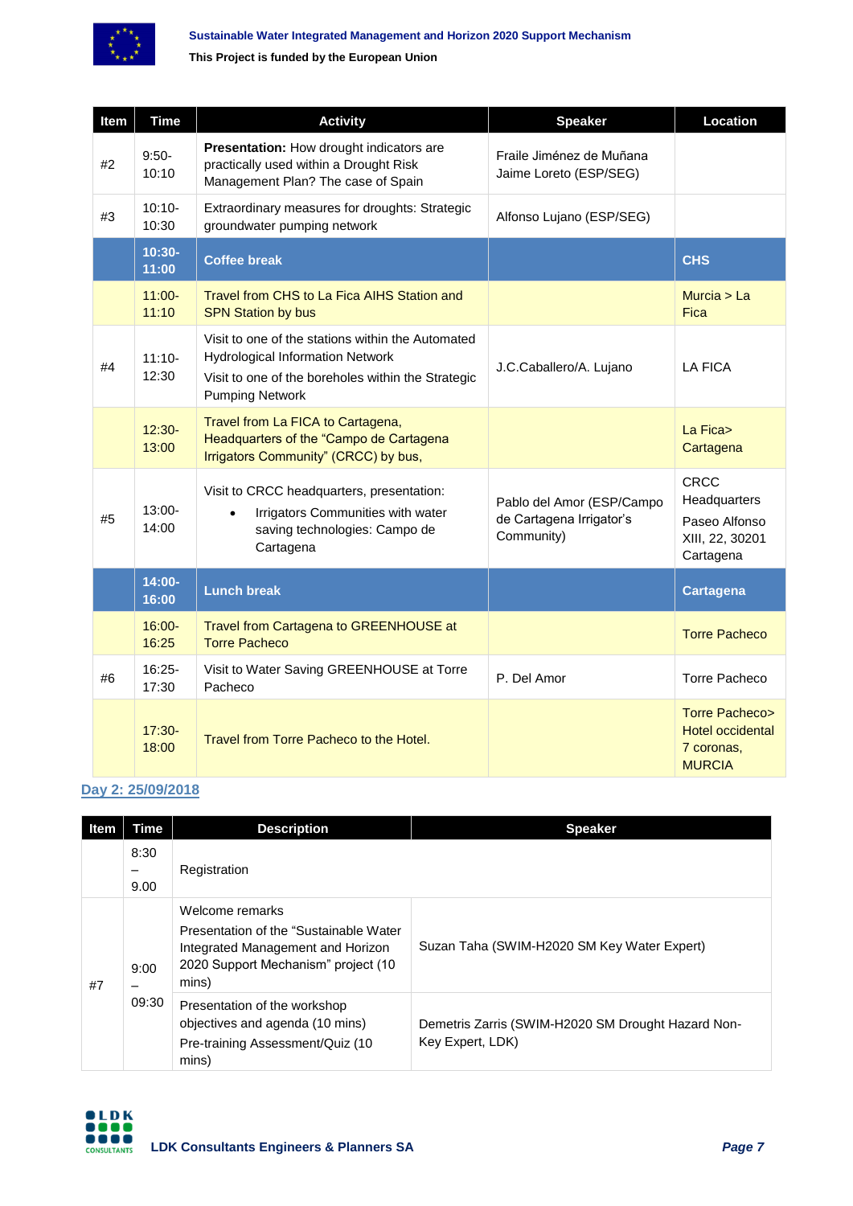| Item | Time | Activity | Speaker | Location |
|---|---|---|---|---|
| #2 | 9:50-10:10 | **Presentation:** How drought indicators are practically used within a Drought Risk Management Plan? The case of Spain | Fraile Jiménez de Muñana Jaime Loreto (ESP/SEG) | |
| #3 | 10:10-10:30 | Extraordinary measures for droughts: Strategic groundwater pumping network | Alfonso Lujano (ESP/SEG) | |
| | **10:30-11:00** | **Coffee break** | | **CHS** |
| | 11:00-11:10 | Travel from CHS to La Fica AIHS Station and SPN Station by bus | | Murcia > La Fica |
| #4 | 11:10-12:30 | Visit to one of the stations within the Automated Hydrological Information Network<br>Visit to one of the boreholes within the Strategic Pumping Network | J.C.Caballero/A. Lujano | LA FICA |
| | 12:30-13:00 | Travel from La FICA to Cartagena, Headquarters of the "Campo de Cartagena Irrigators Community" (CRCC) by bus, | | La Fica> Cartagena |
| #5 | 13:00-14:00 | Visit to CRCC headquarters, presentation:<br>• Irrigators Communities with water saving technologies: Campo de Cartagena | Pablo del Amor (ESP/Campo de Cartagena Irrigator's Community) | CRCC Headquarters<br>Paseo Alfonso XIII, 22, 30201 Cartagena |
| | **14:00-16:00** | **Lunch break** | | **Cartagena** |
| | 16:00-16:25 | Travel from Cartagena to GREENHOUSE at Torre Pacheco | | Torre Pacheco |
| #6 | 16:25-17:30 | Visit to Water Saving GREENHOUSE at Torre Pacheco | P. Del Amor | Torre Pacheco |
| | 17:30-18:00 | Travel from Torre Pacheco to the Hotel. | | Torre Pacheco> Hotel occidental 7 coronas, MURCIA |

## Day 2: 25/09/2018

| Item | Time | Description | Speaker |
|---|---|---|---|
| | 8:30 – 9.00 | Registration | |
| #7 | 9:00 – 09:30 | Welcome remarks<br>Presentation of the "Sustainable Water Integrated Management and Horizon 2020 Support Mechanism" project (10 mins) | Suzan Taha (SWIM-H2020 SM Key Water Expert) |
| | | Presentation of the workshop objectives and agenda (10 mins)<br>Pre-training Assessment/Quiz (10 mins) | Demetris Zarris (SWIM-H2020 SM Drought Hazard Non-Key Expert, LDK) |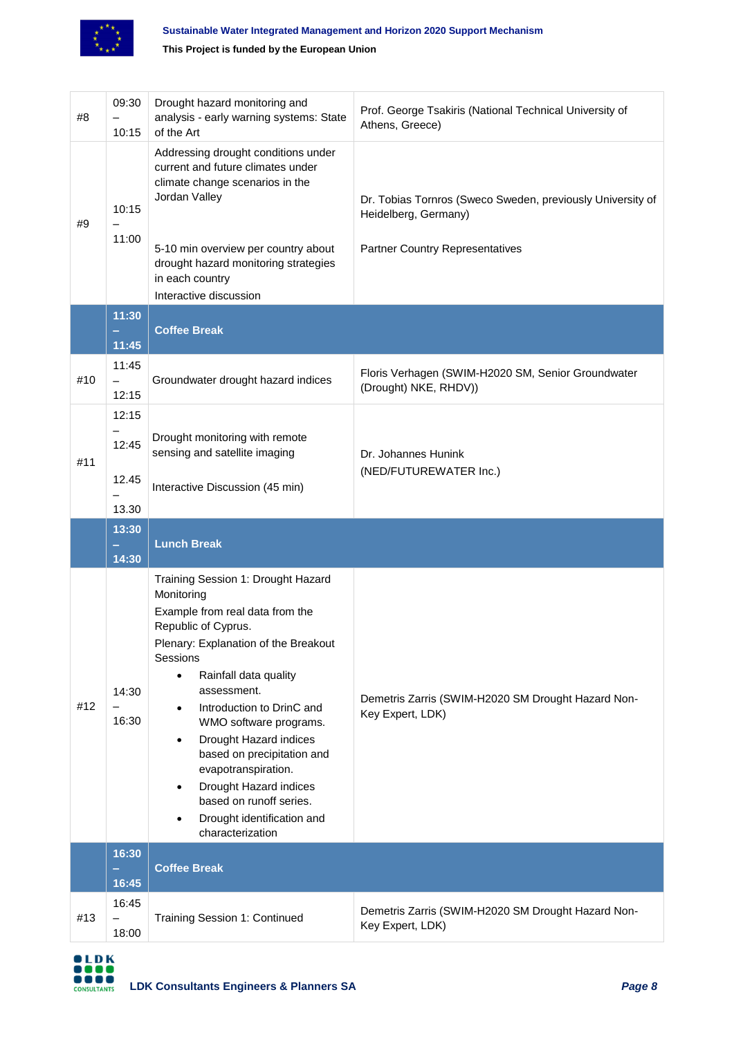| #8 | 09:30 – 10:15 | Drought hazard monitoring and analysis - early warning systems: State of the Art | Prof. George Tsakiris (National Technical University of Athens, Greece) |
|---|---|---|---|
| #9 | 10:15 – 11:00 | Addressing drought conditions under current and future climates under climate change scenarios in the Jordan Valley<br><br>5-10 min overview per country about drought hazard monitoring strategies in each country<br>Interactive discussion | Dr. Tobias Tornros (Sweco Sweden, previously University of Heidelberg, Germany)<br><br>Partner Country Representatives |
| | **11:30 – 11:45** | **Coffee Break** | |
| #10 | 11:45 – 12:15 | Groundwater drought hazard indices | Floris Verhagen (SWIM-H2020 SM, Senior Groundwater (Drought) NKE, RHDV)) |
| #11 | 12:15 – 12:45<br><br>12.45 – 13.30 | Drought monitoring with remote sensing and satellite imaging<br><br>Interactive Discussion (45 min) | Dr. Johannes Hunink (NED/FUTUREWATER Inc.) |
| | **13:30 – 14:30** | **Lunch Break** | |
| #12 | 14:30 – 16:30 | Training Session 1: Drought Hazard Monitoring<br>Example from real data from the Republic of Cyprus.<br>Plenary: Explanation of the Breakout Sessions<br>• Rainfall data quality assessment.<br>• Introduction to DrinC and WMO software programs.<br>• Drought Hazard indices based on precipitation and evapotranspiration.<br>• Drought Hazard indices based on runoff series.<br>• Drought identification and characterization | Demetris Zarris (SWIM-H2020 SM Drought Hazard Non-Key Expert, LDK) |
| | **16:30 – 16:45** | **Coffee Break** | |
| #13 | 16:45 – 18:00 | Training Session 1: Continued | Demetris Zarris (SWIM-H2020 SM Drought Hazard Non-Key Expert, LDK) |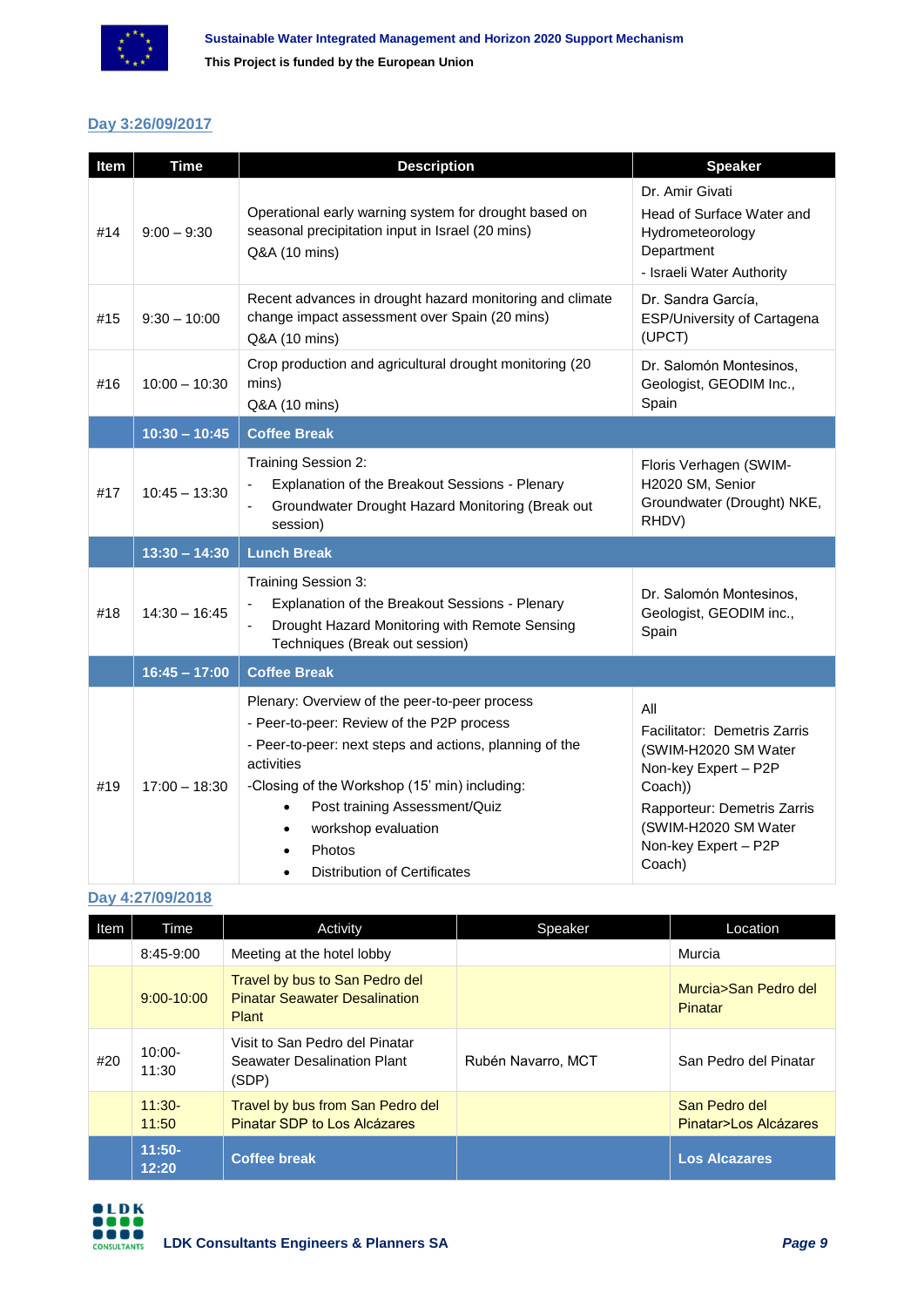## Day 3:26/09/2017

| Item | Time | Description | Speaker |
|---|---|---|---|
| #14 | 9:00 – 9:30 | Operational early warning system for drought based on seasonal precipitation input in Israel (20 mins)<br>Q&A (10 mins) | Dr. Amir Givati<br>Head of Surface Water and Hydrometeorology Department<br>- Israeli Water Authority |
| #15 | 9:30 – 10:00 | Recent advances in drought hazard monitoring and climate change impact assessment over Spain (20 mins)<br>Q&A (10 mins) | Dr. Sandra García, ESP/University of Cartagena (UPCT) |
| #16 | 10:00 – 10:30 | Crop production and agricultural drought monitoring (20 mins)<br>Q&A (10 mins) | Dr. Salomón Montesinos, Geologist, GEODIM Inc., Spain |
| | **10:30 – 10:45** | **Coffee Break** | |
| #17 | 10:45 – 13:30 | Training Session 2:<br>- Explanation of the Breakout Sessions - Plenary<br>- Groundwater Drought Hazard Monitoring (Break out session) | Floris Verhagen (SWIM-H2020 SM, Senior Groundwater (Drought) NKE, RHDV) |
| | **13:30 – 14:30** | **Lunch Break** | |
| #18 | 14:30 – 16:45 | Training Session 3:<br>- Explanation of the Breakout Sessions - Plenary<br>- Drought Hazard Monitoring with Remote Sensing Techniques (Break out session) | Dr. Salomón Montesinos, Geologist, GEODIM inc., Spain |
| | **16:45 – 17:00** | **Coffee Break** | |
| #19 | 17:00 – 18:30 | Plenary: Overview of the peer-to-peer process<br>- Peer-to-peer: Review of the P2P process<br>- Peer-to-peer: next steps and actions, planning of the activities<br>-Closing of the Workshop (15' min) including:<br>• Post training Assessment/Quiz<br>• workshop evaluation<br>• Photos<br>• Distribution of Certificates | All<br>Facilitator: Demetris Zarris (SWIM-H2020 SM Water Non-key Expert – P2P Coach))<br>Rapporteur: Demetris Zarris (SWIM-H2020 SM Water Non-key Expert – P2P Coach) |

## Day 4:27/09/2018

| Item | Time | Activity | Speaker | Location |
|---|---|---|---|---|
| | 8:45-9:00 | Meeting at the hotel lobby | | Murcia |
| | 9:00-10:00 | Travel by bus to San Pedro del Pinatar Seawater Desalination Plant | | Murcia>San Pedro del Pinatar |
| #20 | 10:00-11:30 | Visit to San Pedro del Pinatar Seawater Desalination Plant (SDP) | Rubén Navarro, MCT | San Pedro del Pinatar |
| | 11:30-11:50 | Travel by bus from San Pedro del Pinatar SDP to Los Alcázares | | San Pedro del Pinatar>Los Alcázares |
| | **11:50-12:20** | **Coffee break** | | **Los Alcazares** |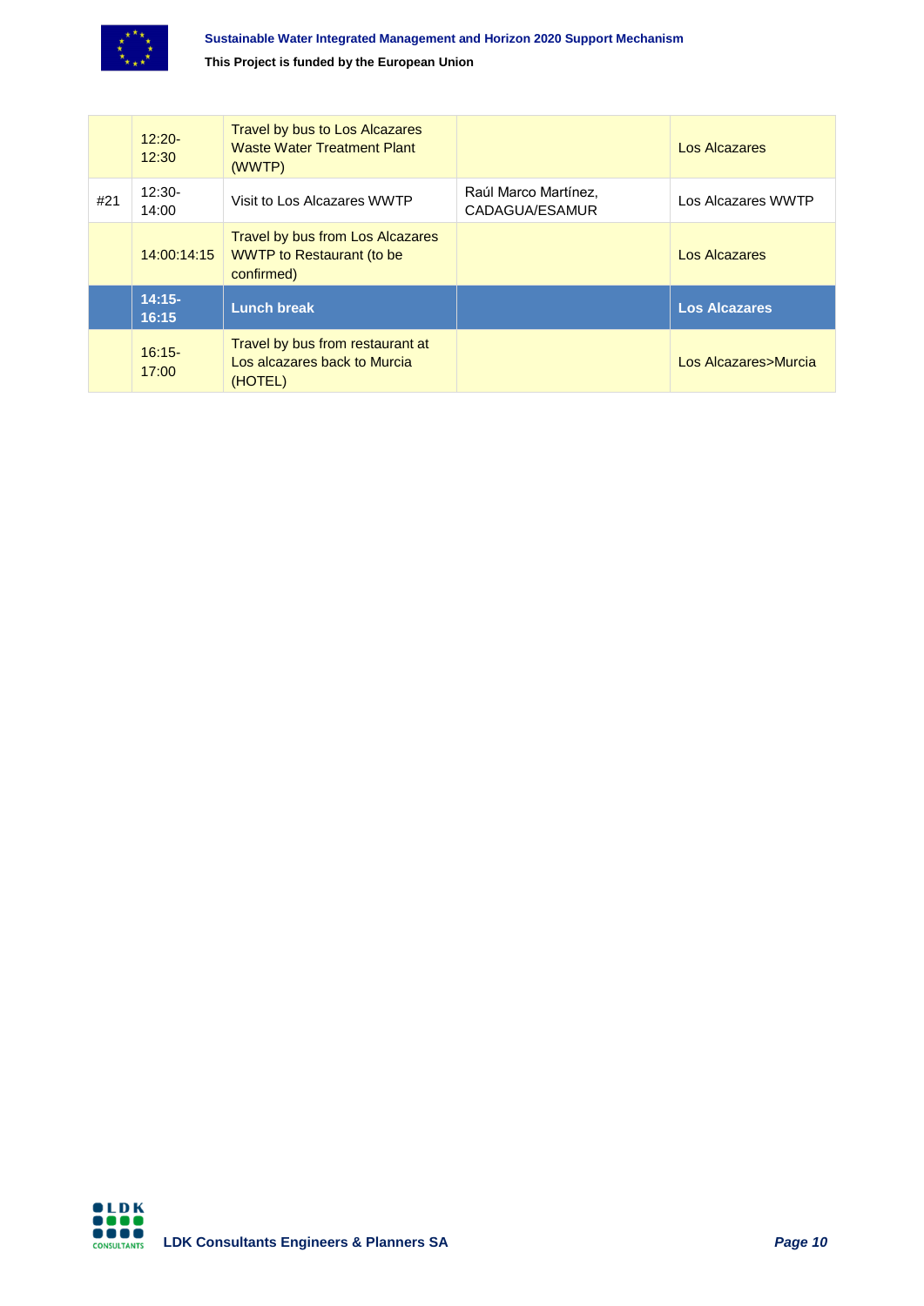| | | | | |
|---|---|---|---|---|
| | 12:20-12:30 | Travel by bus to Los Alcazares Waste Water Treatment Plant (WWTP) | | Los Alcazares |
| #21 | 12:30-14:00 | Visit to Los Alcazares WWTP | Raúl Marco Martínez, CADAGUA/ESAMUR | Los Alcazares WWTP |
| | 14:00:14:15 | Travel by bus from Los Alcazares WWTP to Restaurant (to be confirmed) | | Los Alcazares |
| | **14:15-16:15** | **Lunch break** | | **Los Alcazares** |
| | 16:15-17:00 | Travel by bus from restaurant at Los alcazares back to Murcia (HOTEL) | | Los Alcazares>Murcia |